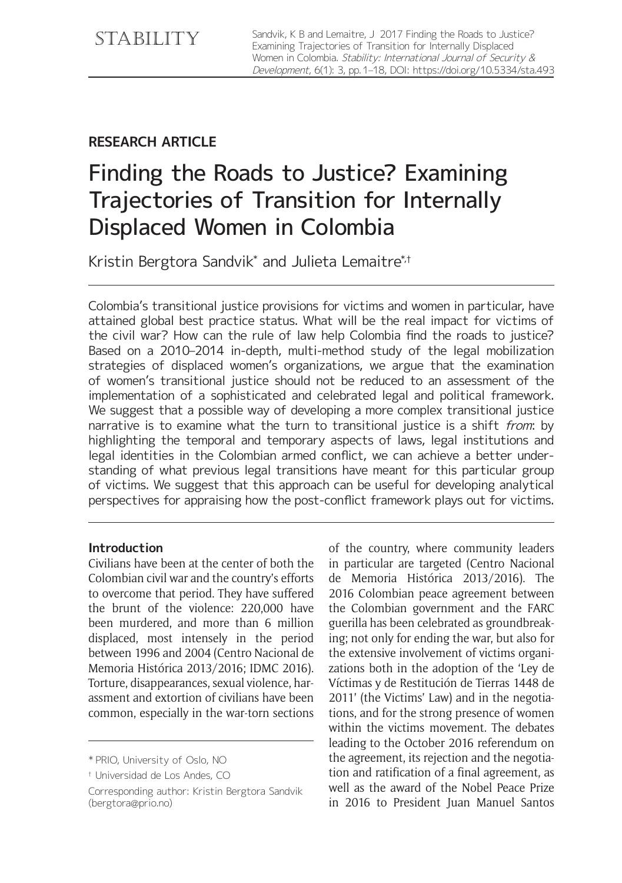STABILITY

Sandvik, K B and Lemaitre, J 2017 Finding the Roads to Justice? Examining Trajectories of Transition for Internally Displaced Women in Colombia. *Stability: International Journal of Security & Development*, 6(1): 3, pp. 1–18, DOI: https://doi.org/10.5334/sta.493

**RESEARCH ARTICLE**

# Finding the Roads to Justice? Examining Trajectories of Transition for Internally Displaced Women in Colombia

Kristin Bergtora Sandvik[*] and Julieta Lemaitre[*,†]

Colombia's transitional justice provisions for victims and women in particular, have attained global best practice status. What will be the real impact for victims of the civil war? How can the rule of law help Colombia find the roads to justice? Based on a 2010–2014 in-depth, multi-method study of the legal mobilization strategies of displaced women's organizations, we argue that the examination of women's transitional justice should not be reduced to an assessment of the implementation of a sophisticated and celebrated legal and political framework. We suggest that a possible way of developing a more complex transitional justice narrative is to examine what the turn to transitional justice is a shift *from*: by highlighting the temporal and temporary aspects of laws, legal institutions and legal identities in the Colombian armed conflict, we can achieve a better understanding of what previous legal transitions have meant for this particular group of victims. We suggest that this approach can be useful for developing analytical perspectives for appraising how the post-conflict framework plays out for victims.

## Introduction

Civilians have been at the center of both the Colombian civil war and the country's efforts to overcome that period. They have suffered the brunt of the violence: 220,000 have been murdered, and more than 6 million displaced, most intensely in the period between 1996 and 2004 (Centro Nacional de Memoria Histórica 2013/2016; IDMC 2016). Torture, disappearances, sexual violence, harassment and extortion of civilians have been common, especially in the war-torn sections of the country, where community leaders in particular are targeted (Centro Nacional de Memoria Histórica 2013/2016). The 2016 Colombian peace agreement between the Colombian government and the FARC guerilla has been celebrated as groundbreaking; not only for ending the war, but also for the extensive involvement of victims organizations both in the adoption of the 'Ley de Víctimas y de Restitución de Tierras 1448 de 2011' (the Victims' Law) and in the negotiations, and for the strong presence of women within the victims movement. The debates leading to the October 2016 referendum on the agreement, its rejection and the negotiation and ratification of a final agreement, as well as the award of the Nobel Peace Prize in 2016 to President Juan Manuel Santos

[*] PRIO, University of Oslo, NO

[†] Universidad de Los Andes, CO

Corresponding author: Kristin Bergtora Sandvik (bergtora@prio.no)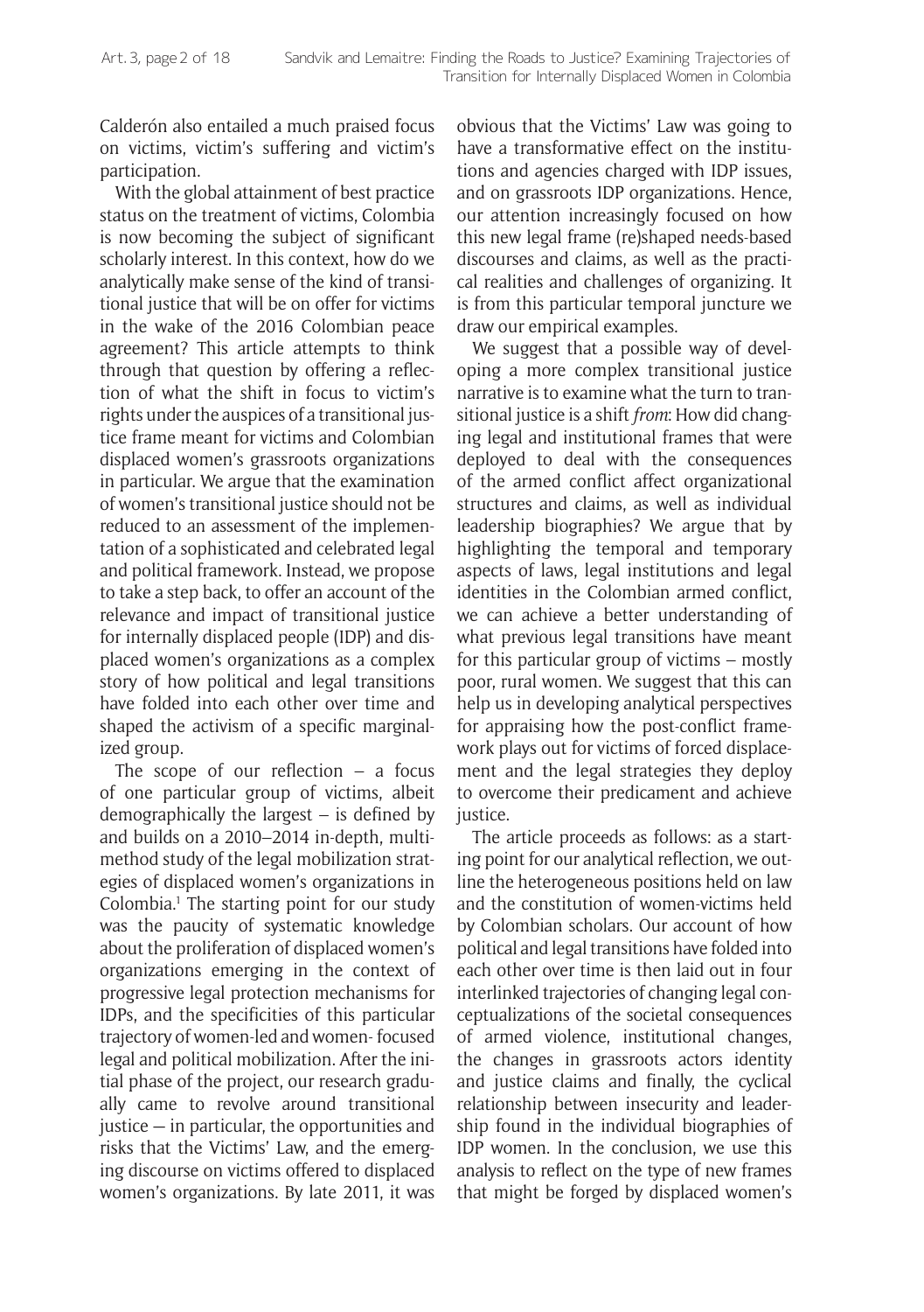Calderón also entailed a much praised focus on victims, victim's suffering and victim's participation.

With the global attainment of best practice status on the treatment of victims, Colombia is now becoming the subject of significant scholarly interest. In this context, how do we analytically make sense of the kind of transitional justice that will be on offer for victims in the wake of the 2016 Colombian peace agreement? This article attempts to think through that question by offering a reflection of what the shift in focus to victim's rights under the auspices of a transitional justice frame meant for victims and Colombian displaced women's grassroots organizations in particular. We argue that the examination of women's transitional justice should not be reduced to an assessment of the implementation of a sophisticated and celebrated legal and political framework. Instead, we propose to take a step back, to offer an account of the relevance and impact of transitional justice for internally displaced people (IDP) and displaced women's organizations as a complex story of how political and legal transitions have folded into each other over time and shaped the activism of a specific marginalized group.

The scope of our reflection – a focus of one particular group of victims, albeit demographically the largest – is defined by and builds on a 2010–2014 in-depth, multi-method study of the legal mobilization strategies of displaced women's organizations in Colombia.[1] The starting point for our study was the paucity of systematic knowledge about the proliferation of displaced women's organizations emerging in the context of progressive legal protection mechanisms for IDPs, and the specificities of this particular trajectory of women-led and women- focused legal and political mobilization. After the initial phase of the project, our research gradually came to revolve around transitional justice — in particular, the opportunities and risks that the Victims' Law, and the emerging discourse on victims offered to displaced women's organizations. By late 2011, it was obvious that the Victims' Law was going to have a transformative effect on the institutions and agencies charged with IDP issues, and on grassroots IDP organizations. Hence, our attention increasingly focused on how this new legal frame (re)shaped needs-based discourses and claims, as well as the practical realities and challenges of organizing. It is from this particular temporal juncture we draw our empirical examples.

We suggest that a possible way of developing a more complex transitional justice narrative is to examine what the turn to transitional justice is a shift *from*: How did changing legal and institutional frames that were deployed to deal with the consequences of the armed conflict affect organizational structures and claims, as well as individual leadership biographies? We argue that by highlighting the temporal and temporary aspects of laws, legal institutions and legal identities in the Colombian armed conflict, we can achieve a better understanding of what previous legal transitions have meant for this particular group of victims – mostly poor, rural women. We suggest that this can help us in developing analytical perspectives for appraising how the post-conflict framework plays out for victims of forced displacement and the legal strategies they deploy to overcome their predicament and achieve justice.

The article proceeds as follows: as a starting point for our analytical reflection, we outline the heterogeneous positions held on law and the constitution of women-victims held by Colombian scholars. Our account of how political and legal transitions have folded into each other over time is then laid out in four interlinked trajectories of changing legal conceptualizations of the societal consequences of armed violence, institutional changes, the changes in grassroots actors identity and justice claims and finally, the cyclical relationship between insecurity and leadership found in the individual biographies of IDP women. In the conclusion, we use this analysis to reflect on the type of new frames that might be forged by displaced women's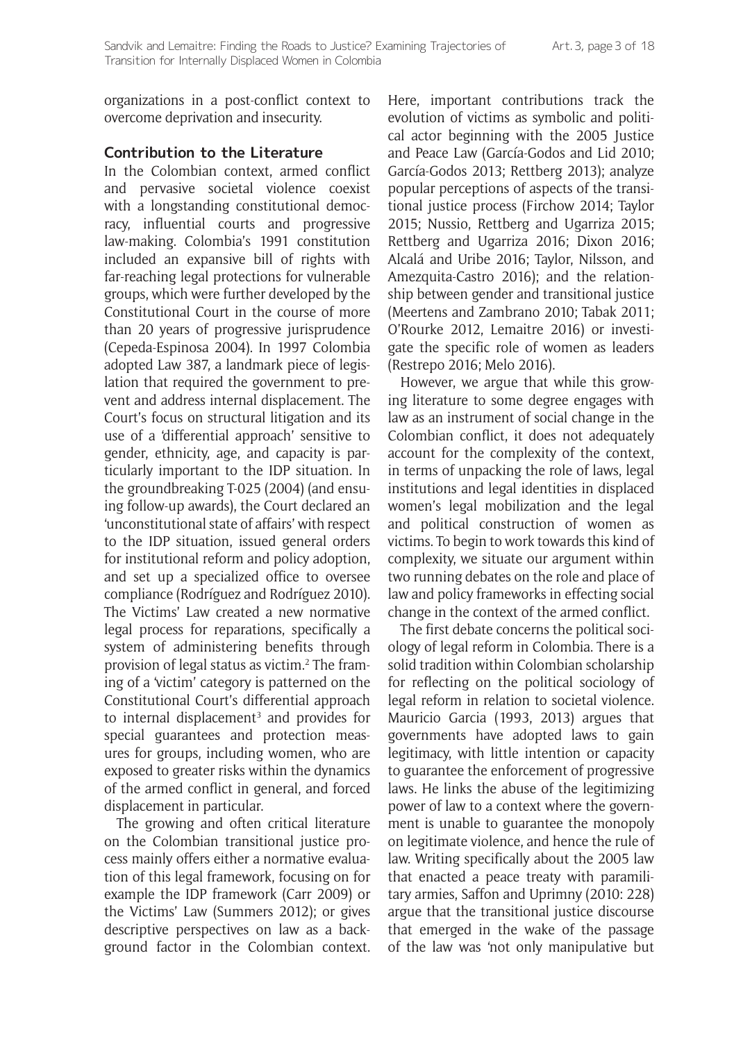organizations in a post-conflict context to overcome deprivation and insecurity.

## Contribution to the Literature

In the Colombian context, armed conflict and pervasive societal violence coexist with a longstanding constitutional democracy, influential courts and progressive law-making. Colombia's 1991 constitution included an expansive bill of rights with far-reaching legal protections for vulnerable groups, which were further developed by the Constitutional Court in the course of more than 20 years of progressive jurisprudence (Cepeda-Espinosa 2004). In 1997 Colombia adopted Law 387, a landmark piece of legislation that required the government to prevent and address internal displacement. The Court's focus on structural litigation and its use of a 'differential approach' sensitive to gender, ethnicity, age, and capacity is particularly important to the IDP situation. In the groundbreaking T-025 (2004) (and ensuing follow-up awards), the Court declared an 'unconstitutional state of affairs' with respect to the IDP situation, issued general orders for institutional reform and policy adoption, and set up a specialized office to oversee compliance (Rodríguez and Rodríguez 2010). The Victims' Law created a new normative legal process for reparations, specifically a system of administering benefits through provision of legal status as victim.[2] The framing of a 'victim' category is patterned on the Constitutional Court's differential approach to internal displacement[3] and provides for special guarantees and protection measures for groups, including women, who are exposed to greater risks within the dynamics of the armed conflict in general, and forced displacement in particular.

The growing and often critical literature on the Colombian transitional justice process mainly offers either a normative evaluation of this legal framework, focusing on for example the IDP framework (Carr 2009) or the Victims' Law (Summers 2012); or gives descriptive perspectives on law as a background factor in the Colombian context. Here, important contributions track the evolution of victims as symbolic and political actor beginning with the 2005 Justice and Peace Law (García-Godos and Lid 2010; García-Godos 2013; Rettberg 2013); analyze popular perceptions of aspects of the transitional justice process (Firchow 2014; Taylor 2015; Nussio, Rettberg and Ugarriza 2015; Rettberg and Ugarriza 2016; Dixon 2016; Alcalá and Uribe 2016; Taylor, Nilsson, and Amezquita-Castro 2016); and the relationship between gender and transitional justice (Meertens and Zambrano 2010; Tabak 2011; O'Rourke 2012, Lemaitre 2016) or investigate the specific role of women as leaders (Restrepo 2016; Melo 2016).

However, we argue that while this growing literature to some degree engages with law as an instrument of social change in the Colombian conflict, it does not adequately account for the complexity of the context, in terms of unpacking the role of laws, legal institutions and legal identities in displaced women's legal mobilization and the legal and political construction of women as victims. To begin to work towards this kind of complexity, we situate our argument within two running debates on the role and place of law and policy frameworks in effecting social change in the context of the armed conflict.

The first debate concerns the political sociology of legal reform in Colombia. There is a solid tradition within Colombian scholarship for reflecting on the political sociology of legal reform in relation to societal violence. Mauricio Garcia (1993, 2013) argues that governments have adopted laws to gain legitimacy, with little intention or capacity to guarantee the enforcement of progressive laws. He links the abuse of the legitimizing power of law to a context where the government is unable to guarantee the monopoly on legitimate violence, and hence the rule of law. Writing specifically about the 2005 law that enacted a peace treaty with paramilitary armies, Saffon and Uprimny (2010: 228) argue that the transitional justice discourse that emerged in the wake of the passage of the law was 'not only manipulative but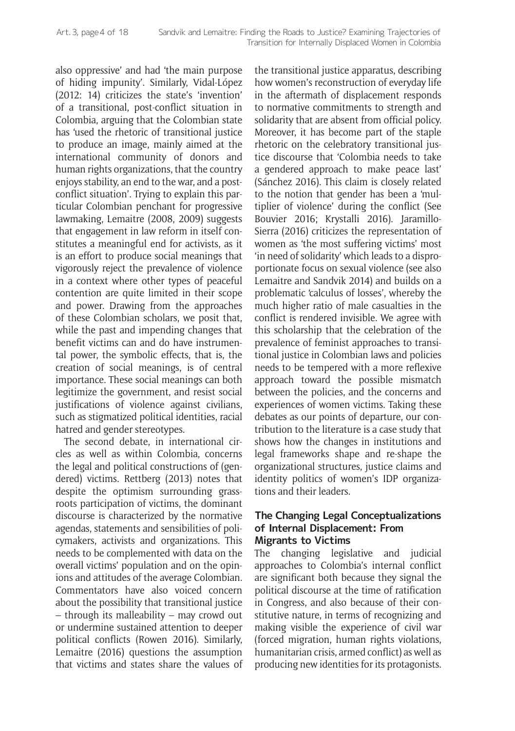also oppressive' and had 'the main purpose of hiding impunity'. Similarly, Vidal-López (2012: 14) criticizes the state's 'invention' of a transitional, post-conflict situation in Colombia, arguing that the Colombian state has 'used the rhetoric of transitional justice to produce an image, mainly aimed at the international community of donors and human rights organizations, that the country enjoys stability, an end to the war, and a post-conflict situation'. Trying to explain this particular Colombian penchant for progressive lawmaking, Lemaitre (2008, 2009) suggests that engagement in law reform in itself constitutes a meaningful end for activists, as it is an effort to produce social meanings that vigorously reject the prevalence of violence in a context where other types of peaceful contention are quite limited in their scope and power. Drawing from the approaches of these Colombian scholars, we posit that, while the past and impending changes that benefit victims can and do have instrumental power, the symbolic effects, that is, the creation of social meanings, is of central importance. These social meanings can both legitimize the government, and resist social justifications of violence against civilians, such as stigmatized political identities, racial hatred and gender stereotypes.

The second debate, in international circles as well as within Colombia, concerns the legal and political constructions of (gendered) victims. Rettberg (2013) notes that despite the optimism surrounding grassroots participation of victims, the dominant discourse is characterized by the normative agendas, statements and sensibilities of policymakers, activists and organizations. This needs to be complemented with data on the overall victims' population and on the opinions and attitudes of the average Colombian. Commentators have also voiced concern about the possibility that transitional justice – through its malleability – may crowd out or undermine sustained attention to deeper political conflicts (Rowen 2016). Similarly, Lemaitre (2016) questions the assumption that victims and states share the values of the transitional justice apparatus, describing how women's reconstruction of everyday life in the aftermath of displacement responds to normative commitments to strength and solidarity that are absent from official policy. Moreover, it has become part of the staple rhetoric on the celebratory transitional justice discourse that 'Colombia needs to take a gendered approach to make peace last' (Sánchez 2016). This claim is closely related to the notion that gender has been a 'multiplier of violence' during the conflict (See Bouvier 2016; Krystalli 2016). Jaramillo-Sierra (2016) criticizes the representation of women as 'the most suffering victims' most 'in need of solidarity' which leads to a disproportionate focus on sexual violence (see also Lemaitre and Sandvik 2014) and builds on a problematic 'calculus of losses', whereby the much higher ratio of male casualties in the conflict is rendered invisible. We agree with this scholarship that the celebration of the prevalence of feminist approaches to transitional justice in Colombian laws and policies needs to be tempered with a more reflexive approach toward the possible mismatch between the policies, and the concerns and experiences of women victims. Taking these debates as our points of departure, our contribution to the literature is a case study that shows how the changes in institutions and legal frameworks shape and re-shape the organizational structures, justice claims and identity politics of women's IDP organizations and their leaders.

## The Changing Legal Conceptualizations of Internal Displacement: From Migrants to Victims

The changing legislative and judicial approaches to Colombia's internal conflict are significant both because they signal the political discourse at the time of ratification in Congress, and also because of their constitutive nature, in terms of recognizing and making visible the experience of civil war (forced migration, human rights violations, humanitarian crisis, armed conflict) as well as producing new identities for its protagonists.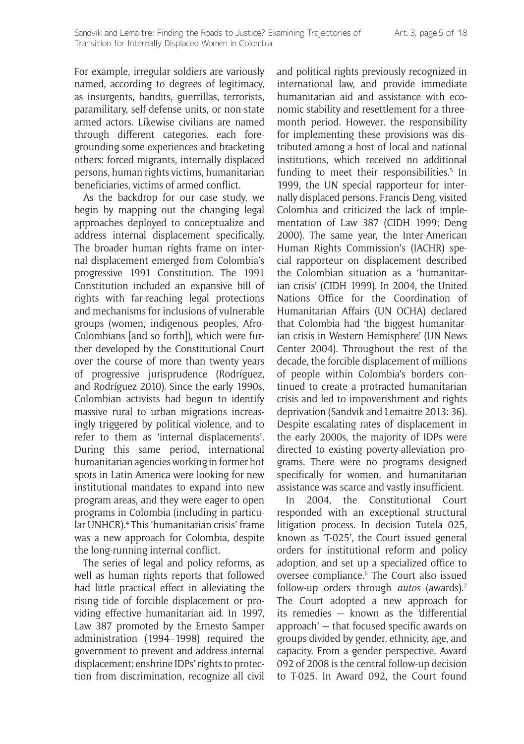For example, irregular soldiers are variously named, according to degrees of legitimacy, as insurgents, bandits, guerrillas, terrorists, paramilitary, self-defense units, or non-state armed actors. Likewise civilians are named through different categories, each foregrounding some experiences and bracketing others: forced migrants, internally displaced persons, human rights victims, humanitarian beneficiaries, victims of armed conflict.

As the backdrop for our case study, we begin by mapping out the changing legal approaches deployed to conceptualize and address internal displacement specifically. The broader human rights frame on internal displacement emerged from Colombia's progressive 1991 Constitution. The 1991 Constitution included an expansive bill of rights with far-reaching legal protections and mechanisms for inclusions of vulnerable groups (women, indigenous peoples, Afro-Colombians [and so forth]), which were further developed by the Constitutional Court over the course of more than twenty years of progressive jurisprudence (Rodríguez, and Rodríguez 2010). Since the early 1990s, Colombian activists had begun to identify massive rural to urban migrations increasingly triggered by political violence, and to refer to them as 'internal displacements'. During this same period, international humanitarian agencies working in former hot spots in Latin America were looking for new institutional mandates to expand into new program areas, and they were eager to open programs in Colombia (including in particular UNHCR).[4] This 'humanitarian crisis' frame was a new approach for Colombia, despite the long-running internal conflict.

The series of legal and policy reforms, as well as human rights reports that followed had little practical effect in alleviating the rising tide of forcible displacement or providing effective humanitarian aid. In 1997, Law 387 promoted by the Ernesto Samper administration (1994–1998) required the government to prevent and address internal displacement: enshrine IDPs' rights to protection from discrimination, recognize all civil and political rights previously recognized in international law, and provide immediate humanitarian aid and assistance with economic stability and resettlement for a three-month period. However, the responsibility for implementing these provisions was distributed among a host of local and national institutions, which received no additional funding to meet their responsibilities.[5] In 1999, the UN special rapporteur for internally displaced persons, Francis Deng, visited Colombia and criticized the lack of implementation of Law 387 (CIDH 1999; Deng 2000). The same year, the Inter-American Human Rights Commission's (IACHR) special rapporteur on displacement described the Colombian situation as a 'humanitarian crisis' (CIDH 1999). In 2004, the United Nations Office for the Coordination of Humanitarian Affairs (UN OCHA) declared that Colombia had 'the biggest humanitarian crisis in Western Hemisphere' (UN News Center 2004). Throughout the rest of the decade, the forcible displacement of millions of people within Colombia's borders continued to create a protracted humanitarian crisis and led to impoverishment and rights deprivation (Sandvik and Lemaitre 2013: 36). Despite escalating rates of displacement in the early 2000s, the majority of IDPs were directed to existing poverty-alleviation programs. There were no programs designed specifically for women, and humanitarian assistance was scarce and vastly insufficient.

In 2004, the Constitutional Court responded with an exceptional structural litigation process. In decision Tutela 025, known as 'T-025', the Court issued general orders for institutional reform and policy adoption, and set up a specialized office to oversee compliance.[6] The Court also issued follow-up orders through *autos* (awards).[7] The Court adopted a new approach for its remedies — known as the 'differential approach' — that focused specific awards on groups divided by gender, ethnicity, age, and capacity. From a gender perspective, Award 092 of 2008 is the central follow-up decision to T-025. In Award 092, the Court found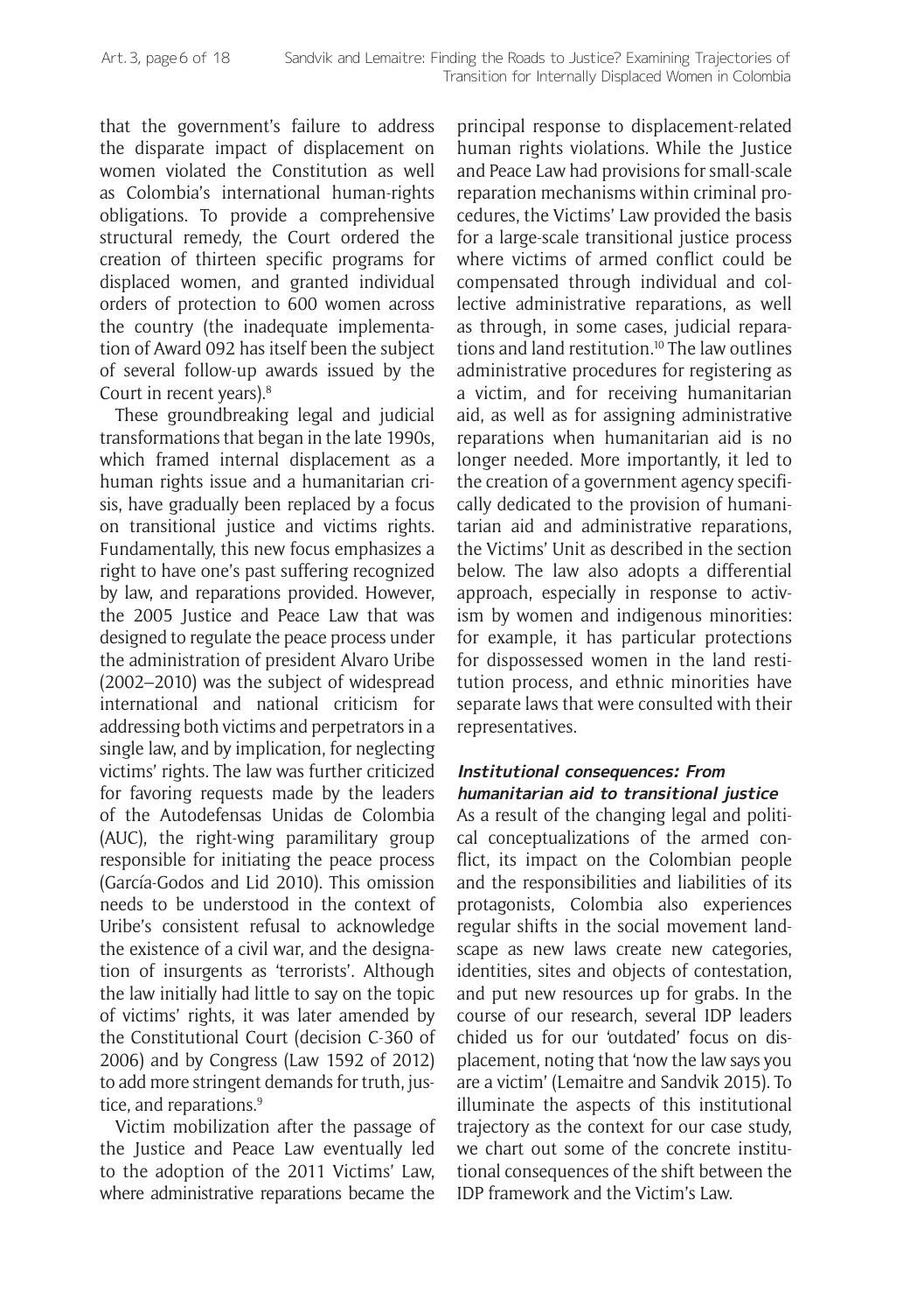that the government's failure to address the disparate impact of displacement on women violated the Constitution as well as Colombia's international human-rights obligations. To provide a comprehensive structural remedy, the Court ordered the creation of thirteen specific programs for displaced women, and granted individual orders of protection to 600 women across the country (the inadequate implementation of Award 092 has itself been the subject of several follow-up awards issued by the Court in recent years).[8]

These groundbreaking legal and judicial transformations that began in the late 1990s, which framed internal displacement as a human rights issue and a humanitarian crisis, have gradually been replaced by a focus on transitional justice and victims rights. Fundamentally, this new focus emphasizes a right to have one's past suffering recognized by law, and reparations provided. However, the 2005 Justice and Peace Law that was designed to regulate the peace process under the administration of president Alvaro Uribe (2002–2010) was the subject of widespread international and national criticism for addressing both victims and perpetrators in a single law, and by implication, for neglecting victims' rights. The law was further criticized for favoring requests made by the leaders of the Autodefensas Unidas de Colombia (AUC), the right-wing paramilitary group responsible for initiating the peace process (García-Godos and Lid 2010). This omission needs to be understood in the context of Uribe's consistent refusal to acknowledge the existence of a civil war, and the designation of insurgents as 'terrorists'. Although the law initially had little to say on the topic of victims' rights, it was later amended by the Constitutional Court (decision C-360 of 2006) and by Congress (Law 1592 of 2012) to add more stringent demands for truth, justice, and reparations.[9]

Victim mobilization after the passage of the Justice and Peace Law eventually led to the adoption of the 2011 Victims' Law, where administrative reparations became the principal response to displacement-related human rights violations. While the Justice and Peace Law had provisions for small-scale reparation mechanisms within criminal procedures, the Victims' Law provided the basis for a large-scale transitional justice process where victims of armed conflict could be compensated through individual and collective administrative reparations, as well as through, in some cases, judicial reparations and land restitution.[10] The law outlines administrative procedures for registering as a victim, and for receiving humanitarian aid, as well as for assigning administrative reparations when humanitarian aid is no longer needed. More importantly, it led to the creation of a government agency specifically dedicated to the provision of humanitarian aid and administrative reparations, the Victims' Unit as described in the section below. The law also adopts a differential approach, especially in response to activism by women and indigenous minorities: for example, it has particular protections for dispossessed women in the land restitution process, and ethnic minorities have separate laws that were consulted with their representatives.

### Institutional consequences: From humanitarian aid to transitional justice

As a result of the changing legal and political conceptualizations of the armed conflict, its impact on the Colombian people and the responsibilities and liabilities of its protagonists, Colombia also experiences regular shifts in the social movement landscape as new laws create new categories, identities, sites and objects of contestation, and put new resources up for grabs. In the course of our research, several IDP leaders chided us for our 'outdated' focus on displacement, noting that 'now the law says you are a victim' (Lemaitre and Sandvik 2015). To illuminate the aspects of this institutional trajectory as the context for our case study, we chart out some of the concrete institutional consequences of the shift between the IDP framework and the Victim's Law.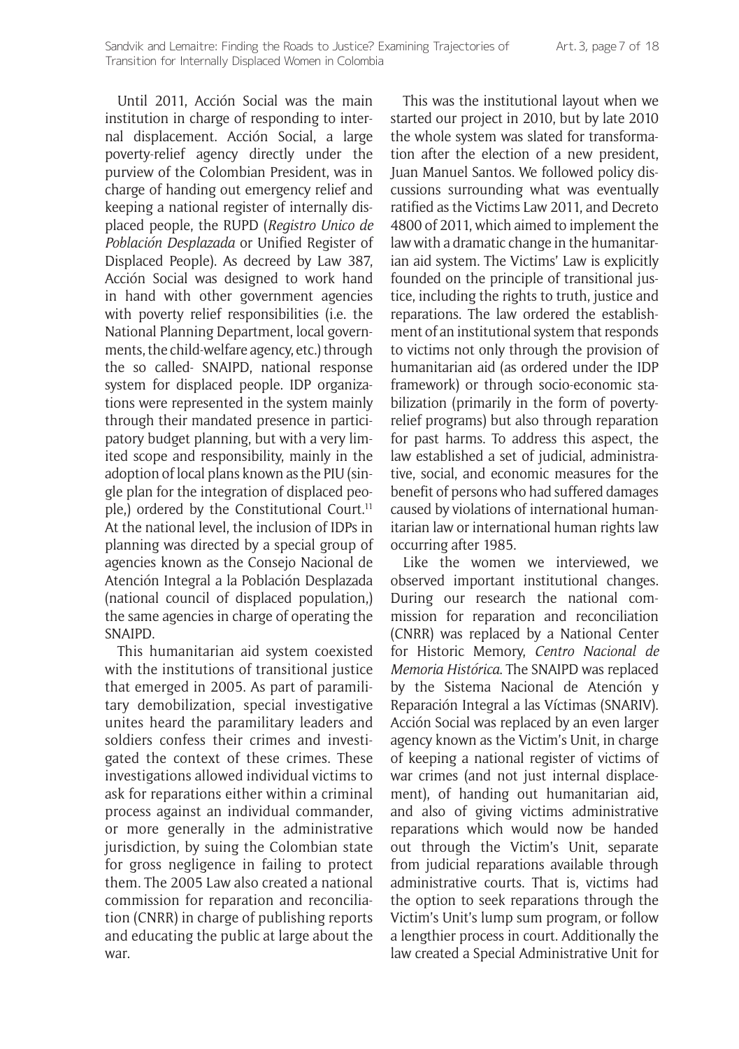Until 2011, Acción Social was the main institution in charge of responding to internal displacement. Acción Social, a large poverty-relief agency directly under the purview of the Colombian President, was in charge of handing out emergency relief and keeping a national register of internally displaced people, the RUPD (*Registro Unico de Población Desplazada* or Unified Register of Displaced People). As decreed by Law 387, Acción Social was designed to work hand in hand with other government agencies with poverty relief responsibilities (i.e. the National Planning Department, local governments, the child-welfare agency, etc.) through the so called- SNAIPD, national response system for displaced people. IDP organizations were represented in the system mainly through their mandated presence in participatory budget planning, but with a very limited scope and responsibility, mainly in the adoption of local plans known as the PIU (single plan for the integration of displaced people,) ordered by the Constitutional Court.[11] At the national level, the inclusion of IDPs in planning was directed by a special group of agencies known as the Consejo Nacional de Atención Integral a la Población Desplazada (national council of displaced population,) the same agencies in charge of operating the SNAIPD.

This humanitarian aid system coexisted with the institutions of transitional justice that emerged in 2005. As part of paramilitary demobilization, special investigative unites heard the paramilitary leaders and soldiers confess their crimes and investigated the context of these crimes. These investigations allowed individual victims to ask for reparations either within a criminal process against an individual commander, or more generally in the administrative jurisdiction, by suing the Colombian state for gross negligence in failing to protect them. The 2005 Law also created a national commission for reparation and reconciliation (CNRR) in charge of publishing reports and educating the public at large about the war.

This was the institutional layout when we started our project in 2010, but by late 2010 the whole system was slated for transformation after the election of a new president, Juan Manuel Santos. We followed policy discussions surrounding what was eventually ratified as the Victims Law 2011, and Decreto 4800 of 2011, which aimed to implement the law with a dramatic change in the humanitarian aid system. The Victims' Law is explicitly founded on the principle of transitional justice, including the rights to truth, justice and reparations. The law ordered the establishment of an institutional system that responds to victims not only through the provision of humanitarian aid (as ordered under the IDP framework) or through socio-economic stabilization (primarily in the form of poverty-relief programs) but also through reparation for past harms. To address this aspect, the law established a set of judicial, administrative, social, and economic measures for the benefit of persons who had suffered damages caused by violations of international humanitarian law or international human rights law occurring after 1985.

Like the women we interviewed, we observed important institutional changes. During our research the national commission for reparation and reconciliation (CNRR) was replaced by a National Center for Historic Memory, *Centro Nacional de Memoria Histórica*. The SNAIPD was replaced by the Sistema Nacional de Atención y Reparación Integral a las Víctimas (SNARIV). Acción Social was replaced by an even larger agency known as the Victim's Unit, in charge of keeping a national register of victims of war crimes (and not just internal displacement), of handing out humanitarian aid, and also of giving victims administrative reparations which would now be handed out through the Victim's Unit, separate from judicial reparations available through administrative courts. That is, victims had the option to seek reparations through the Victim's Unit's lump sum program, or follow a lengthier process in court. Additionally the law created a Special Administrative Unit for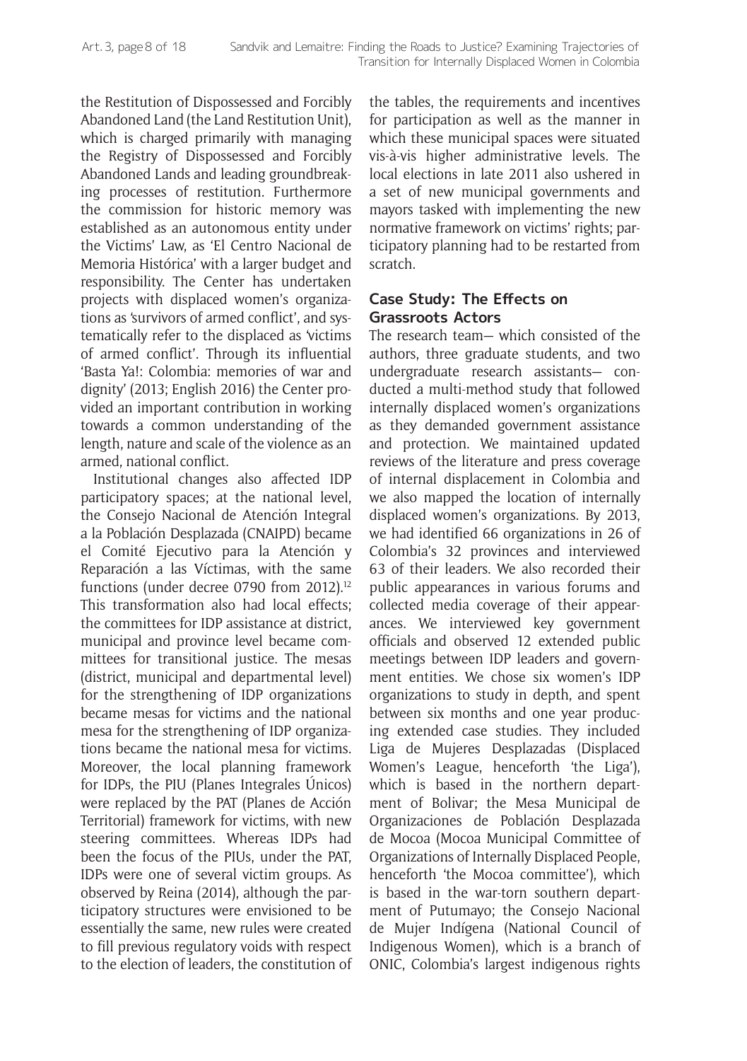the Restitution of Dispossessed and Forcibly Abandoned Land (the Land Restitution Unit), which is charged primarily with managing the Registry of Dispossessed and Forcibly Abandoned Lands and leading groundbreaking processes of restitution. Furthermore the commission for historic memory was established as an autonomous entity under the Victims' Law, as 'El Centro Nacional de Memoria Histórica' with a larger budget and responsibility. The Center has undertaken projects with displaced women's organizations as 'survivors of armed conflict', and systematically refer to the displaced as 'victims of armed conflict'. Through its influential 'Basta Ya!: Colombia: memories of war and dignity' (2013; English 2016) the Center provided an important contribution in working towards a common understanding of the length, nature and scale of the violence as an armed, national conflict.

Institutional changes also affected IDP participatory spaces; at the national level, the Consejo Nacional de Atención Integral a la Población Desplazada (CNAIPD) became el Comité Ejecutivo para la Atención y Reparación a las Víctimas, with the same functions (under decree 0790 from 2012).[12] This transformation also had local effects; the committees for IDP assistance at district, municipal and province level became committees for transitional justice. The mesas (district, municipal and departmental level) for the strengthening of IDP organizations became mesas for victims and the national mesa for the strengthening of IDP organizations became the national mesa for victims. Moreover, the local planning framework for IDPs, the PIU (Planes Integrales Únicos) were replaced by the PAT (Planes de Acción Territorial) framework for victims, with new steering committees. Whereas IDPs had been the focus of the PIUs, under the PAT, IDPs were one of several victim groups. As observed by Reina (2014), although the participatory structures were envisioned to be essentially the same, new rules were created to fill previous regulatory voids with respect to the election of leaders, the constitution of the tables, the requirements and incentives for participation as well as the manner in which these municipal spaces were situated vis-à-vis higher administrative levels. The local elections in late 2011 also ushered in a set of new municipal governments and mayors tasked with implementing the new normative framework on victims' rights; participatory planning had to be restarted from scratch.

## Case Study: The Effects on Grassroots Actors

The research team— which consisted of the authors, three graduate students, and two undergraduate research assistants— conducted a multi-method study that followed internally displaced women's organizations as they demanded government assistance and protection. We maintained updated reviews of the literature and press coverage of internal displacement in Colombia and we also mapped the location of internally displaced women's organizations. By 2013, we had identified 66 organizations in 26 of Colombia's 32 provinces and interviewed 63 of their leaders. We also recorded their public appearances in various forums and collected media coverage of their appearances. We interviewed key government officials and observed 12 extended public meetings between IDP leaders and government entities. We chose six women's IDP organizations to study in depth, and spent between six months and one year producing extended case studies. They included Liga de Mujeres Desplazadas (Displaced Women's League, henceforth 'the Liga'), which is based in the northern department of Bolivar; the Mesa Municipal de Organizaciones de Población Desplazada de Mocoa (Mocoa Municipal Committee of Organizations of Internally Displaced People, henceforth 'the Mocoa committee'), which is based in the war-torn southern department of Putumayo; the Consejo Nacional de Mujer Indígena (National Council of Indigenous Women), which is a branch of ONIC, Colombia's largest indigenous rights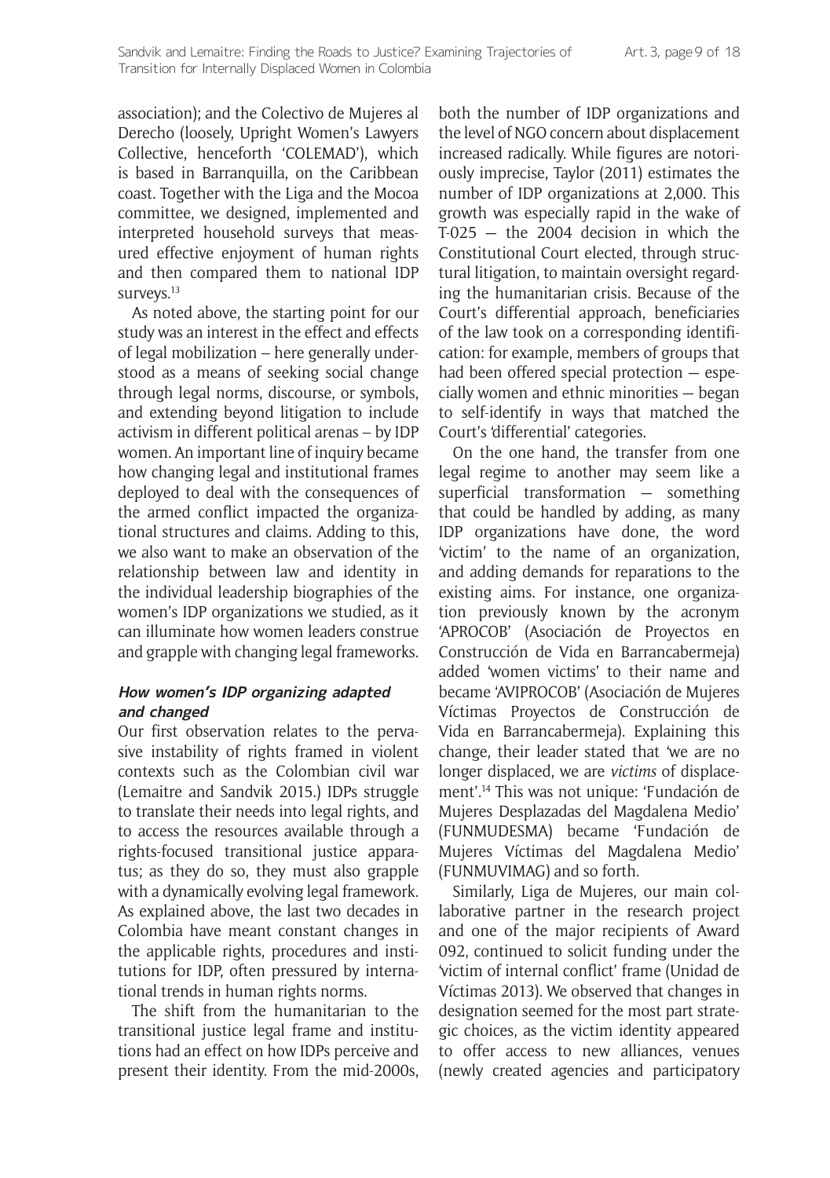association); and the Colectivo de Mujeres al Derecho (loosely, Upright Women's Lawyers Collective, henceforth 'COLEMAD'), which is based in Barranquilla, on the Caribbean coast. Together with the Liga and the Mocoa committee, we designed, implemented and interpreted household surveys that measured effective enjoyment of human rights and then compared them to national IDP surveys.[13]

As noted above, the starting point for our study was an interest in the effect and effects of legal mobilization – here generally understood as a means of seeking social change through legal norms, discourse, or symbols, and extending beyond litigation to include activism in different political arenas – by IDP women. An important line of inquiry became how changing legal and institutional frames deployed to deal with the consequences of the armed conflict impacted the organizational structures and claims. Adding to this, we also want to make an observation of the relationship between law and identity in the individual leadership biographies of the women's IDP organizations we studied, as it can illuminate how women leaders construe and grapple with changing legal frameworks.

### How women's IDP organizing adapted and changed

Our first observation relates to the pervasive instability of rights framed in violent contexts such as the Colombian civil war (Lemaitre and Sandvik 2015.) IDPs struggle to translate their needs into legal rights, and to access the resources available through a rights-focused transitional justice apparatus; as they do so, they must also grapple with a dynamically evolving legal framework. As explained above, the last two decades in Colombia have meant constant changes in the applicable rights, procedures and institutions for IDP, often pressured by international trends in human rights norms.

The shift from the humanitarian to the transitional justice legal frame and institutions had an effect on how IDPs perceive and present their identity. From the mid-2000s, both the number of IDP organizations and the level of NGO concern about displacement increased radically. While figures are notoriously imprecise, Taylor (2011) estimates the number of IDP organizations at 2,000. This growth was especially rapid in the wake of T-025 — the 2004 decision in which the Constitutional Court elected, through structural litigation, to maintain oversight regarding the humanitarian crisis. Because of the Court's differential approach, beneficiaries of the law took on a corresponding identification: for example, members of groups that had been offered special protection — especially women and ethnic minorities — began to self-identify in ways that matched the Court's 'differential' categories.

On the one hand, the transfer from one legal regime to another may seem like a superficial transformation — something that could be handled by adding, as many IDP organizations have done, the word 'victim' to the name of an organization, and adding demands for reparations to the existing aims. For instance, one organization previously known by the acronym 'APROCOB' (Asociación de Proyectos en Construcción de Vida en Barrancabermeja) added 'women victims' to their name and became 'AVIPROCOB' (Asociación de Mujeres Víctimas Proyectos de Construcción de Vida en Barrancabermeja). Explaining this change, their leader stated that 'we are no longer displaced, we are *victims* of displacement'.[14] This was not unique: 'Fundación de Mujeres Desplazadas del Magdalena Medio' (FUNMUDESMA) became 'Fundación de Mujeres Víctimas del Magdalena Medio' (FUNMUVIMAG) and so forth.

Similarly, Liga de Mujeres, our main collaborative partner in the research project and one of the major recipients of Award 092, continued to solicit funding under the 'victim of internal conflict' frame (Unidad de Víctimas 2013). We observed that changes in designation seemed for the most part strategic choices, as the victim identity appeared to offer access to new alliances, venues (newly created agencies and participatory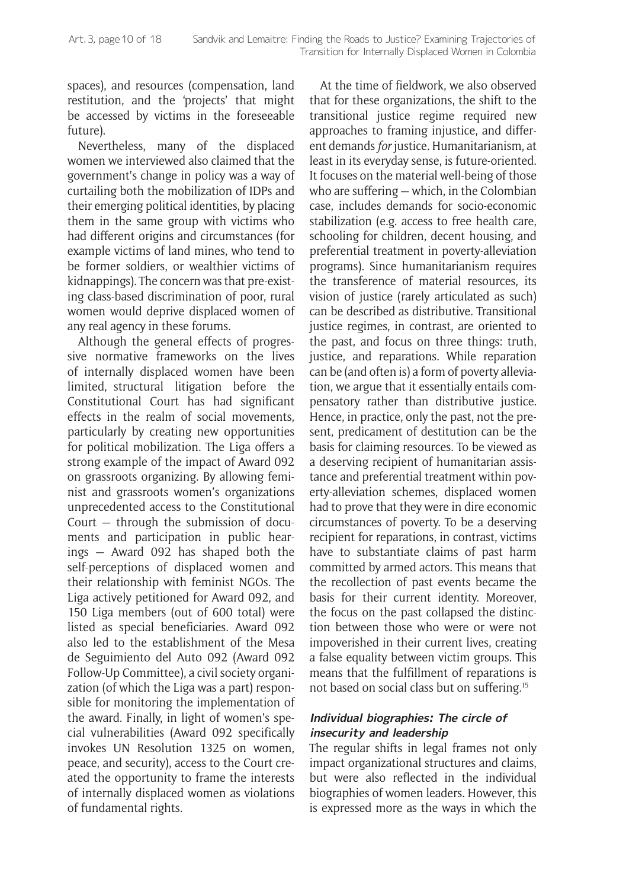spaces), and resources (compensation, land restitution, and the 'projects' that might be accessed by victims in the foreseeable future).

Nevertheless, many of the displaced women we interviewed also claimed that the government's change in policy was a way of curtailing both the mobilization of IDPs and their emerging political identities, by placing them in the same group with victims who had different origins and circumstances (for example victims of land mines, who tend to be former soldiers, or wealthier victims of kidnappings). The concern was that pre-existing class-based discrimination of poor, rural women would deprive displaced women of any real agency in these forums.

Although the general effects of progressive normative frameworks on the lives of internally displaced women have been limited, structural litigation before the Constitutional Court has had significant effects in the realm of social movements, particularly by creating new opportunities for political mobilization. The Liga offers a strong example of the impact of Award 092 on grassroots organizing. By allowing feminist and grassroots women's organizations unprecedented access to the Constitutional Court — through the submission of documents and participation in public hearings — Award 092 has shaped both the self-perceptions of displaced women and their relationship with feminist NGOs. The Liga actively petitioned for Award 092, and 150 Liga members (out of 600 total) were listed as special beneficiaries. Award 092 also led to the establishment of the Mesa de Seguimiento del Auto 092 (Award 092 Follow-Up Committee), a civil society organization (of which the Liga was a part) responsible for monitoring the implementation of the award. Finally, in light of women's special vulnerabilities (Award 092 specifically invokes UN Resolution 1325 on women, peace, and security), access to the Court created the opportunity to frame the interests of internally displaced women as violations of fundamental rights.

At the time of fieldwork, we also observed that for these organizations, the shift to the transitional justice regime required new approaches to framing injustice, and different demands *for* justice. Humanitarianism, at least in its everyday sense, is future-oriented. It focuses on the material well-being of those who are suffering — which, in the Colombian case, includes demands for socio-economic stabilization (e.g. access to free health care, schooling for children, decent housing, and preferential treatment in poverty-alleviation programs). Since humanitarianism requires the transference of material resources, its vision of justice (rarely articulated as such) can be described as distributive. Transitional justice regimes, in contrast, are oriented to the past, and focus on three things: truth, justice, and reparations. While reparation can be (and often is) a form of poverty alleviation, we argue that it essentially entails compensatory rather than distributive justice. Hence, in practice, only the past, not the present, predicament of destitution can be the basis for claiming resources. To be viewed as a deserving recipient of humanitarian assistance and preferential treatment within poverty-alleviation schemes, displaced women had to prove that they were in dire economic circumstances of poverty. To be a deserving recipient for reparations, in contrast, victims have to substantiate claims of past harm committed by armed actors. This means that the recollection of past events became the basis for their current identity. Moreover, the focus on the past collapsed the distinction between those who were or were not impoverished in their current lives, creating a false equality between victim groups. This means that the fulfillment of reparations is not based on social class but on suffering.[15]

### Individual biographies: The circle of insecurity and leadership

The regular shifts in legal frames not only impact organizational structures and claims, but were also reflected in the individual biographies of women leaders. However, this is expressed more as the ways in which the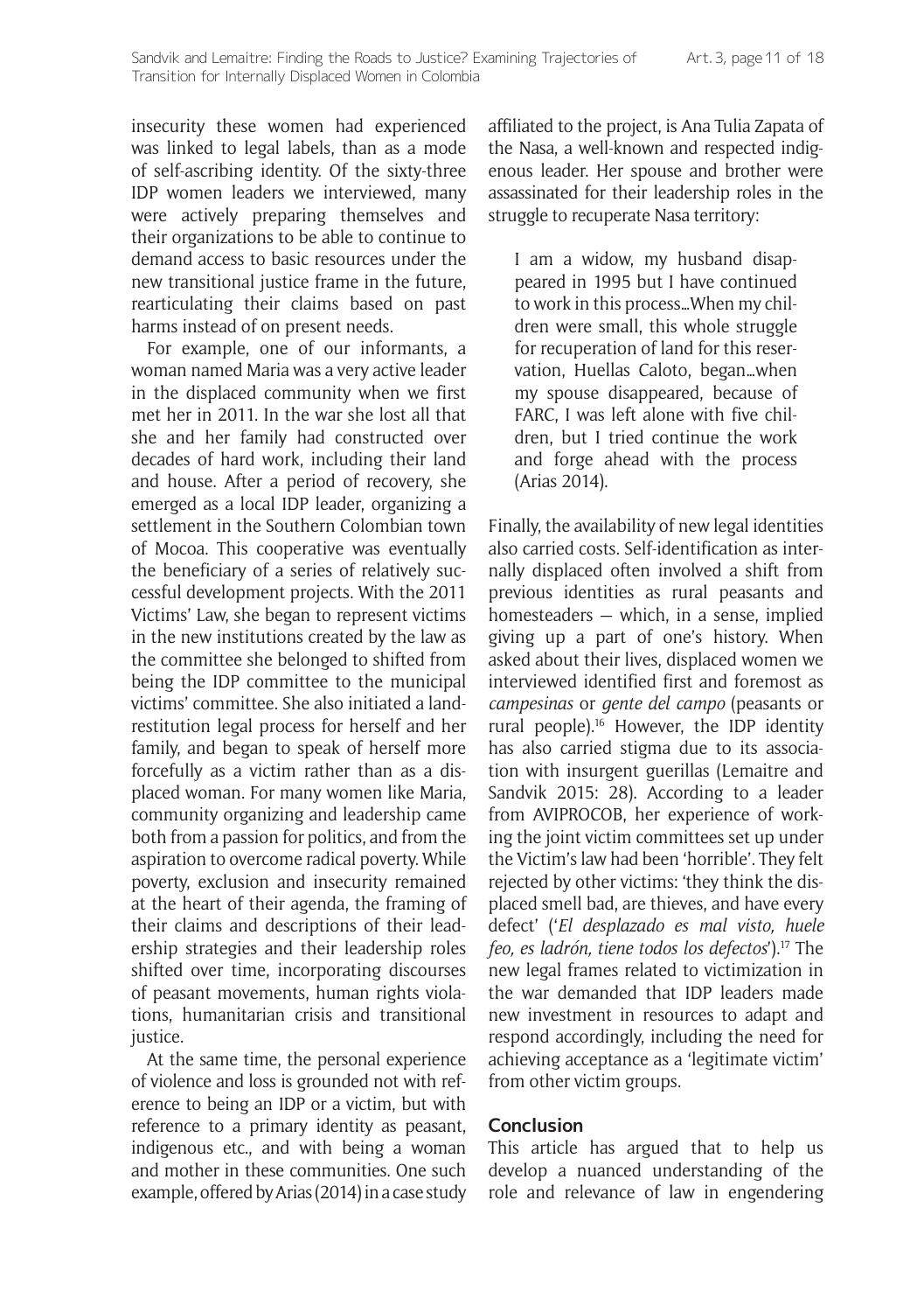insecurity these women had experienced was linked to legal labels, than as a mode of self-ascribing identity. Of the sixty-three IDP women leaders we interviewed, many were actively preparing themselves and their organizations to be able to continue to demand access to basic resources under the new transitional justice frame in the future, rearticulating their claims based on past harms instead of on present needs.

For example, one of our informants, a woman named Maria was a very active leader in the displaced community when we first met her in 2011. In the war she lost all that she and her family had constructed over decades of hard work, including their land and house. After a period of recovery, she emerged as a local IDP leader, organizing a settlement in the Southern Colombian town of Mocoa. This cooperative was eventually the beneficiary of a series of relatively successful development projects. With the 2011 Victims' Law, she began to represent victims in the new institutions created by the law as the committee she belonged to shifted from being the IDP committee to the municipal victims' committee. She also initiated a land-restitution legal process for herself and her family, and began to speak of herself more forcefully as a victim rather than as a displaced woman. For many women like Maria, community organizing and leadership came both from a passion for politics, and from the aspiration to overcome radical poverty. While poverty, exclusion and insecurity remained at the heart of their agenda, the framing of their claims and descriptions of their leadership strategies and their leadership roles shifted over time, incorporating discourses of peasant movements, human rights violations, humanitarian crisis and transitional justice.

At the same time, the personal experience of violence and loss is grounded not with reference to being an IDP or a victim, but with reference to a primary identity as peasant, indigenous etc., and with being a woman and mother in these communities. One such example, offered by Arias (2014) in a case study affiliated to the project, is Ana Tulia Zapata of the Nasa, a well-known and respected indigenous leader. Her spouse and brother were assassinated for their leadership roles in the struggle to recuperate Nasa territory:

> I am a widow, my husband disappeared in 1995 but I have continued to work in this process…When my children were small, this whole struggle for recuperation of land for this reservation, Huellas Caloto, began…when my spouse disappeared, because of FARC, I was left alone with five children, but I tried continue the work and forge ahead with the process (Arias 2014).

Finally, the availability of new legal identities also carried costs. Self-identification as internally displaced often involved a shift from previous identities as rural peasants and homesteaders — which, in a sense, implied giving up a part of one's history. When asked about their lives, displaced women we interviewed identified first and foremost as *campesinas* or *gente del campo* (peasants or rural people).[16] However, the IDP identity has also carried stigma due to its association with insurgent guerillas (Lemaitre and Sandvik 2015: 28). According to a leader from AVIPROCOB, her experience of working the joint victim committees set up under the Victim's law had been 'horrible'. They felt rejected by other victims: 'they think the displaced smell bad, are thieves, and have every defect' ('*El desplazado es mal visto, huele feo, es ladrón, tiene todos los defectos*').[17] The new legal frames related to victimization in the war demanded that IDP leaders made new investment in resources to adapt and respond accordingly, including the need for achieving acceptance as a 'legitimate victim' from other victim groups.

## Conclusion

This article has argued that to help us develop a nuanced understanding of the role and relevance of law in engendering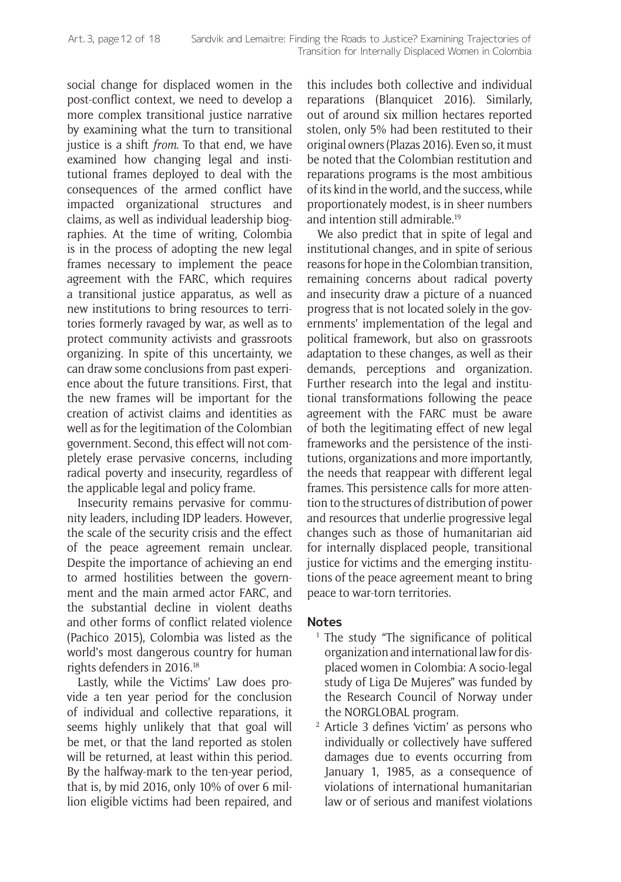social change for displaced women in the post-conflict context, we need to develop a more complex transitional justice narrative by examining what the turn to transitional justice is a shift *from*. To that end, we have examined how changing legal and institutional frames deployed to deal with the consequences of the armed conflict have impacted organizational structures and claims, as well as individual leadership biographies. At the time of writing, Colombia is in the process of adopting the new legal frames necessary to implement the peace agreement with the FARC, which requires a transitional justice apparatus, as well as new institutions to bring resources to territories formerly ravaged by war, as well as to protect community activists and grassroots organizing. In spite of this uncertainty, we can draw some conclusions from past experience about the future transitions. First, that the new frames will be important for the creation of activist claims and identities as well as for the legitimation of the Colombian government. Second, this effect will not completely erase pervasive concerns, including radical poverty and insecurity, regardless of the applicable legal and policy frame.

Insecurity remains pervasive for community leaders, including IDP leaders. However, the scale of the security crisis and the effect of the peace agreement remain unclear. Despite the importance of achieving an end to armed hostilities between the government and the main armed actor FARC, and the substantial decline in violent deaths and other forms of conflict related violence (Pachico 2015), Colombia was listed as the world's most dangerous country for human rights defenders in 2016.[18]

Lastly, while the Victims' Law does provide a ten year period for the conclusion of individual and collective reparations, it seems highly unlikely that that goal will be met, or that the land reported as stolen will be returned, at least within this period. By the halfway-mark to the ten-year period, that is, by mid 2016, only 10% of over 6 million eligible victims had been repaired, and this includes both collective and individual reparations (Blanquicet 2016). Similarly, out of around six million hectares reported stolen, only 5% had been restituted to their original owners (Plazas 2016). Even so, it must be noted that the Colombian restitution and reparations programs is the most ambitious of its kind in the world, and the success, while proportionately modest, is in sheer numbers and intention still admirable.[19]

We also predict that in spite of legal and institutional changes, and in spite of serious reasons for hope in the Colombian transition, remaining concerns about radical poverty and insecurity draw a picture of a nuanced progress that is not located solely in the governments' implementation of the legal and political framework, but also on grassroots adaptation to these changes, as well as their demands, perceptions and organization. Further research into the legal and institutional transformations following the peace agreement with the FARC must be aware of both the legitimating effect of new legal frameworks and the persistence of the institutions, organizations and more importantly, the needs that reappear with different legal frames. This persistence calls for more attention to the structures of distribution of power and resources that underlie progressive legal changes such as those of humanitarian aid for internally displaced people, transitional justice for victims and the emerging institutions of the peace agreement meant to bring peace to war-torn territories.

## Notes

[1] The study "The significance of political organization and international law for displaced women in Colombia: A socio-legal study of Liga De Mujeres" was funded by the Research Council of Norway under the NORGLOBAL program.

[2] Article 3 defines 'victim' as persons who individually or collectively have suffered damages due to events occurring from January 1, 1985, as a consequence of violations of international humanitarian law or of serious and manifest violations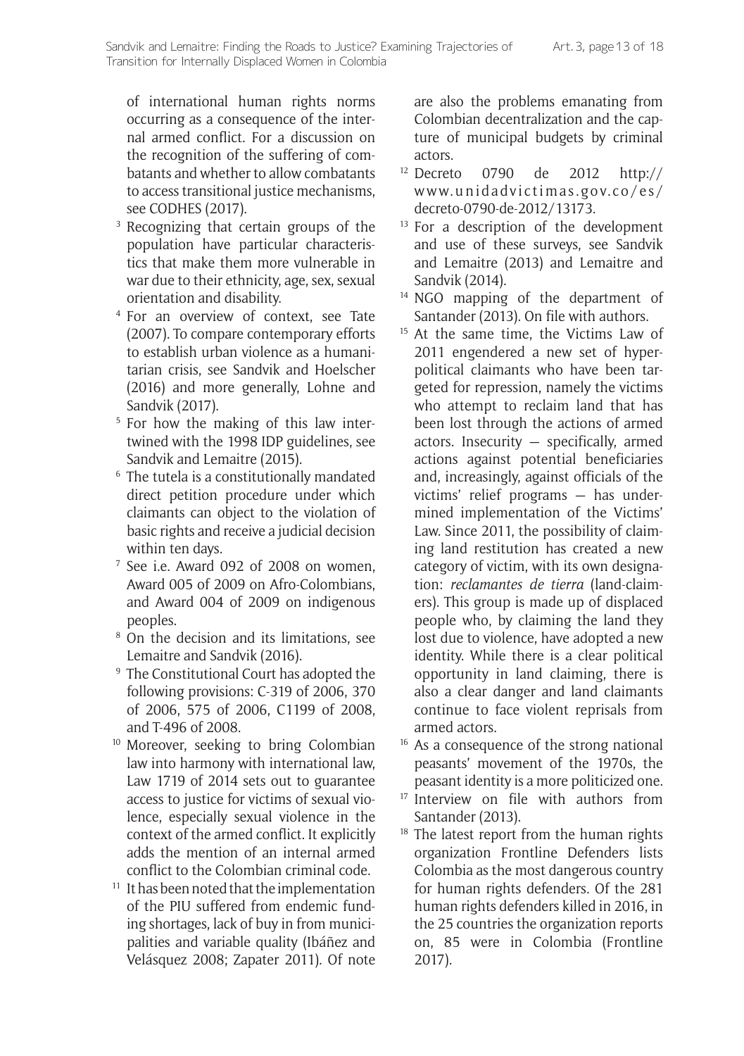of international human rights norms occurring as a consequence of the internal armed conflict. For a discussion on the recognition of the suffering of combatants and whether to allow combatants to access transitional justice mechanisms, see CODHES (2017).

[3] Recognizing that certain groups of the population have particular characteristics that make them more vulnerable in war due to their ethnicity, age, sex, sexual orientation and disability.

[4] For an overview of context, see Tate (2007). To compare contemporary efforts to establish urban violence as a humanitarian crisis, see Sandvik and Hoelscher (2016) and more generally, Lohne and Sandvik (2017).

[5] For how the making of this law intertwined with the 1998 IDP guidelines, see Sandvik and Lemaitre (2015).

[6] The tutela is a constitutionally mandated direct petition procedure under which claimants can object to the violation of basic rights and receive a judicial decision within ten days.

[7] See i.e. Award 092 of 2008 on women, Award 005 of 2009 on Afro-Colombians, and Award 004 of 2009 on indigenous peoples.

[8] On the decision and its limitations, see Lemaitre and Sandvik (2016).

[9] The Constitutional Court has adopted the following provisions: C-319 of 2006, 370 of 2006, 575 of 2006, C1199 of 2008, and T-496 of 2008.

[10] Moreover, seeking to bring Colombian law into harmony with international law, Law 1719 of 2014 sets out to guarantee access to justice for victims of sexual violence, especially sexual violence in the context of the armed conflict. It explicitly adds the mention of an internal armed conflict to the Colombian criminal code.

[11] It has been noted that the implementation of the PIU suffered from endemic funding shortages, lack of buy in from municipalities and variable quality (Ibáñez and Velásquez 2008; Zapater 2011). Of note are also the problems emanating from Colombian decentralization and the capture of municipal budgets by criminal actors.

[12] Decreto 0790 de 2012 http://www.unidadvictimas.gov.co/es/decreto-0790-de-2012/13173.

[13] For a description of the development and use of these surveys, see Sandvik and Lemaitre (2013) and Lemaitre and Sandvik (2014).

[14] NGO mapping of the department of Santander (2013). On file with authors.

[15] At the same time, the Victims Law of 2011 engendered a new set of hyper-political claimants who have been targeted for repression, namely the victims who attempt to reclaim land that has been lost through the actions of armed actors. Insecurity — specifically, armed actions against potential beneficiaries and, increasingly, against officials of the victims' relief programs — has undermined implementation of the Victims' Law. Since 2011, the possibility of claiming land restitution has created a new category of victim, with its own designation: *reclamantes de tierra* (land-claimers). This group is made up of displaced people who, by claiming the land they lost due to violence, have adopted a new identity. While there is a clear political opportunity in land claiming, there is also a clear danger and land claimants continue to face violent reprisals from armed actors.

[16] As a consequence of the strong national peasants' movement of the 1970s, the peasant identity is a more politicized one.

[17] Interview on file with authors from Santander (2013).

[18] The latest report from the human rights organization Frontline Defenders lists Colombia as the most dangerous country for human rights defenders. Of the 281 human rights defenders killed in 2016, in the 25 countries the organization reports on, 85 were in Colombia (Frontline 2017).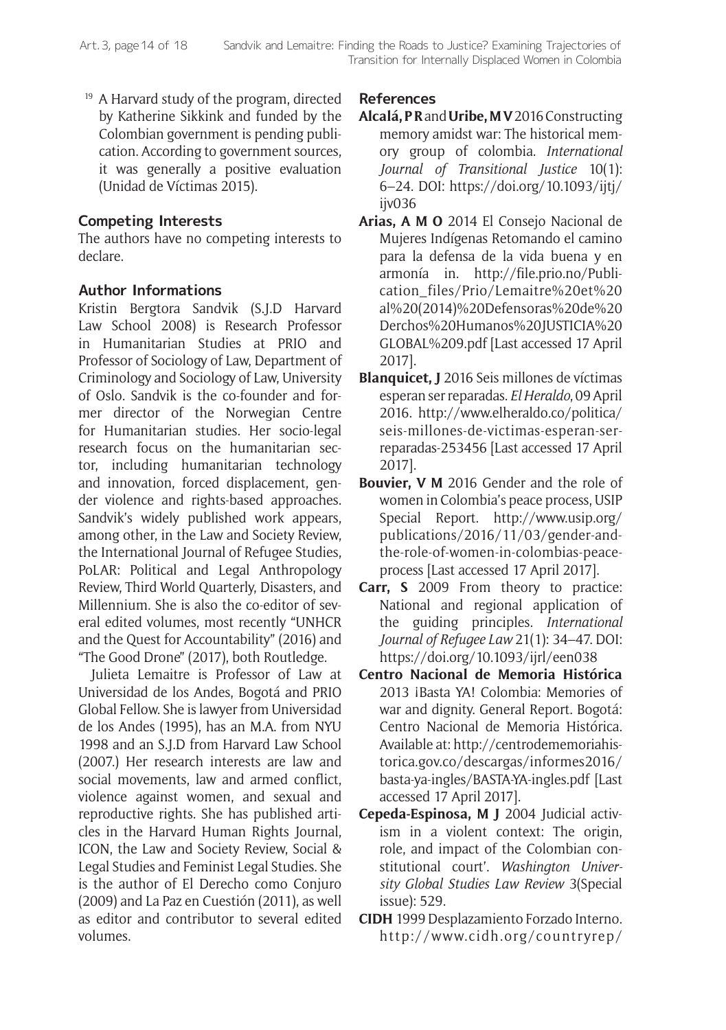[19] A Harvard study of the program, directed by Katherine Sikkink and funded by the Colombian government is pending publication. According to government sources, it was generally a positive evaluation (Unidad de Víctimas 2015).

## Competing Interests

The authors have no competing interests to declare.

## Author Informations

Kristin Bergtora Sandvik (S.J.D Harvard Law School 2008) is Research Professor in Humanitarian Studies at PRIO and Professor of Sociology of Law, Department of Criminology and Sociology of Law, University of Oslo. Sandvik is the co-founder and former director of the Norwegian Centre for Humanitarian studies. Her socio-legal research focus on the humanitarian sector, including humanitarian technology and innovation, forced displacement, gender violence and rights-based approaches. Sandvik's widely published work appears, among other, in the Law and Society Review, the International Journal of Refugee Studies, PoLAR: Political and Legal Anthropology Review, Third World Quarterly, Disasters, and Millennium. She is also the co-editor of several edited volumes, most recently "UNHCR and the Quest for Accountability" (2016) and "The Good Drone" (2017), both Routledge.

Julieta Lemaitre is Professor of Law at Universidad de los Andes, Bogotá and PRIO Global Fellow. She is lawyer from Universidad de los Andes (1995), has an M.A. from NYU 1998 and an S.J.D from Harvard Law School (2007.) Her research interests are law and social movements, law and armed conflict, violence against women, and sexual and reproductive rights. She has published articles in the Harvard Human Rights Journal, ICON, the Law and Society Review, Social & Legal Studies and Feminist Legal Studies. She is the author of El Derecho como Conjuro (2009) and La Paz en Cuestión (2011), as well as editor and contributor to several edited volumes.

## References

**Alcalá, P R** and **Uribe, M V** 2016 Constructing memory amidst war: The historical memory group of colombia. *International Journal of Transitional Justice* 10(1): 6–24. DOI: https://doi.org/10.1093/ijtj/ijv036

**Arias, A M O** 2014 El Consejo Nacional de Mujeres Indígenas Retomando el camino para la defensa de la vida buena y en armonía in. http://file.prio.no/Publication_files/Prio/Lemaitre%20et%20al%20(2014)%20Defensoras%20de%20Derchos%20Humanos%20JUSTICIA%20GLOBAL%209.pdf [Last accessed 17 April 2017].

**Blanquicet, J** 2016 Seis millones de víctimas esperan ser reparadas. *El Heraldo*, 09 April 2016. http://www.elheraldo.co/politica/seis-millones-de-victimas-esperan-ser-reparadas-253456 [Last accessed 17 April 2017].

**Bouvier, V M** 2016 Gender and the role of women in Colombia's peace process, USIP Special Report. http://www.usip.org/publications/2016/11/03/gender-and-the-role-of-women-in-colombias-peace-process [Last accessed 17 April 2017].

**Carr, S** 2009 From theory to practice: National and regional application of the guiding principles. *International Journal of Refugee Law* 21(1): 34–47. DOI: https://doi.org/10.1093/ijrl/een038

**Centro Nacional de Memoria Histórica** 2013 ¡Basta YA! Colombia: Memories of war and dignity. General Report. Bogotá: Centro Nacional de Memoria Histórica. Available at: http://centrodememoriahistorica.gov.co/descargas/informes2016/basta-ya-ingles/BASTA-YA-ingles.pdf [Last accessed 17 April 2017].

**Cepeda-Espinosa, M J** 2004 Judicial activism in a violent context: The origin, role, and impact of the Colombian constitutional court'. *Washington University Global Studies Law Review* 3(Special issue): 529.

**CIDH** 1999 Desplazamiento Forzado Interno. http://www.cidh.org/countryrep/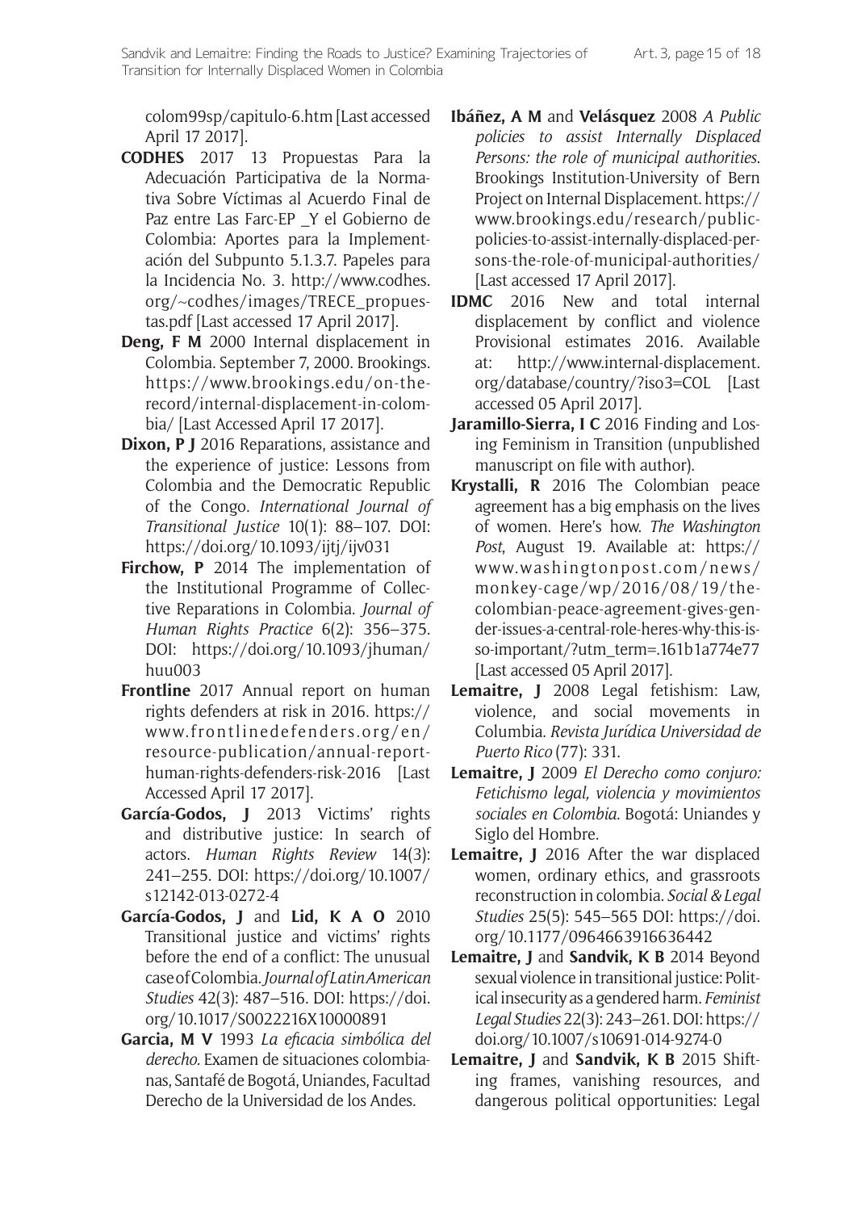colom99sp/capitulo-6.htm [Last accessed April 17 2017].

**CODHES** 2017 13 Propuestas Para la Adecuación Participativa de la Normativa Sobre Víctimas al Acuerdo Final de Paz entre Las Farc-EP _Y el Gobierno de Colombia: Aportes para la Implementación del Subpunto 5.1.3.7. Papeles para la Incidencia No. 3. http://www.codhes.org/~codhes/images/TRECE_propuestas.pdf [Last accessed 17 April 2017].

**Deng, F M** 2000 Internal displacement in Colombia. September 7, 2000. Brookings. https://www.brookings.edu/on-the-record/internal-displacement-in-colombia/ [Last Accessed April 17 2017].

**Dixon, P J** 2016 Reparations, assistance and the experience of justice: Lessons from Colombia and the Democratic Republic of the Congo. *International Journal of Transitional Justice* 10(1): 88–107. DOI: https://doi.org/10.1093/ijtj/ijv031

**Firchow, P** 2014 The implementation of the Institutional Programme of Collective Reparations in Colombia. *Journal of Human Rights Practice* 6(2): 356–375. DOI: https://doi.org/10.1093/jhuman/huu003

**Frontline** 2017 Annual report on human rights defenders at risk in 2016. https://www.frontlinedefenders.org/en/resource-publication/annual-report-human-rights-defenders-risk-2016 [Last Accessed April 17 2017].

**García-Godos, J** 2013 Victims' rights and distributive justice: In search of actors. *Human Rights Review* 14(3): 241–255. DOI: https://doi.org/10.1007/s12142-013-0272-4

**García-Godos, J** and **Lid, K A O** 2010 Transitional justice and victims' rights before the end of a conflict: The unusual case of Colombia. *Journal of Latin American Studies* 42(3): 487–516. DOI: https://doi.org/10.1017/S0022216X10000891

**Garcia, M V** 1993 *La eficacia simbólica del derecho.* Examen de situaciones colombianas, Santafé de Bogotá, Uniandes, Facultad Derecho de la Universidad de los Andes.

**Ibáñez, A M** and **Velásquez** 2008 *A Public policies to assist Internally Displaced Persons: the role of municipal authorities*. Brookings Institution-University of Bern Project on Internal Displacement. https://www.brookings.edu/research/public-policies-to-assist-internally-displaced-persons-the-role-of-municipal-authorities/ [Last accessed 17 April 2017].

**IDMC** 2016 New and total internal displacement by conflict and violence Provisional estimates 2016. Available at: http://www.internal-displacement.org/database/country/?iso3=COL [Last accessed 05 April 2017].

**Jaramillo-Sierra, I C** 2016 Finding and Losing Feminism in Transition (unpublished manuscript on file with author).

**Krystalli, R** 2016 The Colombian peace agreement has a big emphasis on the lives of women. Here's how. *The Washington Post*, August 19. Available at: https://www.washingtonpost.com/news/monkey-cage/wp/2016/08/19/the-colombian-peace-agreement-gives-gender-issues-a-central-role-heres-why-this-is-so-important/?utm_term=.161b1a774e77 [Last accessed 05 April 2017].

**Lemaitre, J** 2008 Legal fetishism: Law, violence, and social movements in Columbia. *Revista Jurídica Universidad de Puerto Rico* (77): 331.

**Lemaitre, J** 2009 *El Derecho como conjuro: Fetichismo legal, violencia y movimientos sociales en Colombia*. Bogotá: Uniandes y Siglo del Hombre.

**Lemaitre, J** 2016 After the war displaced women, ordinary ethics, and grassroots reconstruction in colombia. *Social & Legal Studies* 25(5): 545–565 DOI: https://doi.org/10.1177/0964663916636442

**Lemaitre, J** and **Sandvik, K B** 2014 Beyond sexual violence in transitional justice: Political insecurity as a gendered harm. *Feminist Legal Studies* 22(3): 243–261. DOI: https://doi.org/10.1007/s10691-014-9274-0

**Lemaitre, J** and **Sandvik, K B** 2015 Shifting frames, vanishing resources, and dangerous political opportunities: Legal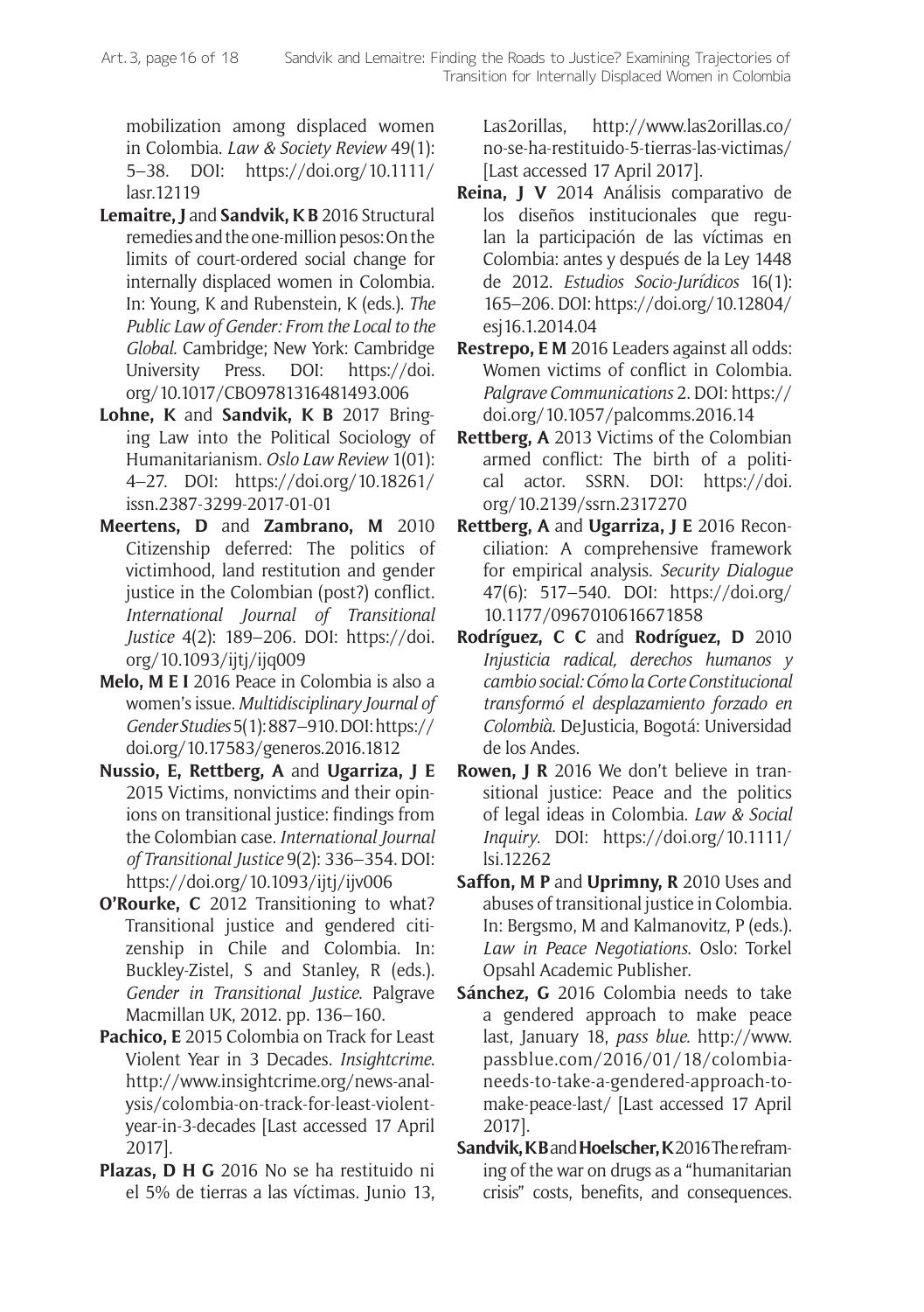mobilization among displaced women in Colombia. *Law & Society Review* 49(1): 5–38. DOI: https://doi.org/10.1111/lasr.12119

**Lemaitre, J** and **Sandvik, K B** 2016 Structural remedies and the one-million pesos: On the limits of court-ordered social change for internally displaced women in Colombia. In: Young, K and Rubenstein, K (eds.). *The Public Law of Gender: From the Local to the Global*. Cambridge; New York: Cambridge University Press. DOI: https://doi.org/10.1017/CBO9781316481493.006

**Lohne, K** and **Sandvik, K B** 2017 Bringing Law into the Political Sociology of Humanitarianism. *Oslo Law Review* 1(01): 4–27. DOI: https://doi.org/10.18261/issn.2387-3299-2017-01-01

**Meertens, D** and **Zambrano, M** 2010 Citizenship deferred: The politics of victimhood, land restitution and gender justice in the Colombian (post?) conflict. *International Journal of Transitional Justice* 4(2): 189–206. DOI: https://doi.org/10.1093/ijtj/ijq009

**Melo, M E I** 2016 Peace in Colombia is also a women's issue. *Multidisciplinary Journal of Gender Studies* 5(1): 887–910. DOI: https://doi.org/10.17583/generos.2016.1812

**Nussio, E, Rettberg, A** and **Ugarriza, J E** 2015 Victims, nonvictims and their opinions on transitional justice: findings from the Colombian case. *International Journal of Transitional Justice* 9(2): 336–354. DOI: https://doi.org/10.1093/ijtj/ijv006

**O'Rourke, C** 2012 Transitioning to what? Transitional justice and gendered citizenship in Chile and Colombia. In: Buckley-Zistel, S and Stanley, R (eds.). *Gender in Transitional Justice*. Palgrave Macmillan UK, 2012. pp. 136–160.

**Pachico, E** 2015 Colombia on Track for Least Violent Year in 3 Decades. *Insightcrime*. http://www.insightcrime.org/news-analysis/colombia-on-track-for-least-violent-year-in-3-decades [Last accessed 17 April 2017].

**Plazas, D H G** 2016 No se ha restituido ni el 5% de tierras a las víctimas. Junio 13, Las2orillas, http://www.las2orillas.co/no-se-ha-restituido-5-tierras-las-victimas/ [Last accessed 17 April 2017].

**Reina, J V** 2014 Análisis comparativo de los diseños institucionales que regulan la participación de las víctimas en Colombia: antes y después de la Ley 1448 de 2012. *Estudios Socio-Jurídicos* 16(1): 165–206. DOI: https://doi.org/10.12804/esj16.1.2014.04

**Restrepo, E M** 2016 Leaders against all odds: Women victims of conflict in Colombia. *Palgrave Communications* 2. DOI: https://doi.org/10.1057/palcomms.2016.14

**Rettberg, A** 2013 Victims of the Colombian armed conflict: The birth of a political actor. SSRN. DOI: https://doi.org/10.2139/ssrn.2317270

**Rettberg, A** and **Ugarriza, J E** 2016 Reconciliation: A comprehensive framework for empirical analysis. *Security Dialogue* 47(6): 517–540. DOI: https://doi.org/10.1177/0967010616671858

**Rodríguez, C C** and **Rodríguez, D** 2010 *Injusticia radical, derechos humanos y cambio social: Cómo la Corte Constitucional transformó el desplazamiento forzado en Colombià*. DeJusticia, Bogotá: Universidad de los Andes.

**Rowen, J R** 2016 We don't believe in transitional justice: Peace and the politics of legal ideas in Colombia. *Law & Social Inquiry*. DOI: https://doi.org/10.1111/lsi.12262

**Saffon, M P** and **Uprimny, R** 2010 Uses and abuses of transitional justice in Colombia. In: Bergsmo, M and Kalmanovitz, P (eds.). *Law in Peace Negotiations*. Oslo: Torkel Opsahl Academic Publisher.

**Sánchez, G** 2016 Colombia needs to take a gendered approach to make peace last, January 18, *pass blue*. http://www.passblue.com/2016/01/18/colombia-needs-to-take-a-gendered-approach-to-make-peace-last/ [Last accessed 17 April 2017].

**Sandvik, K B** and **Hoelscher, K** 2016 The reframing of the war on drugs as a "humanitarian crisis" costs, benefits, and consequences.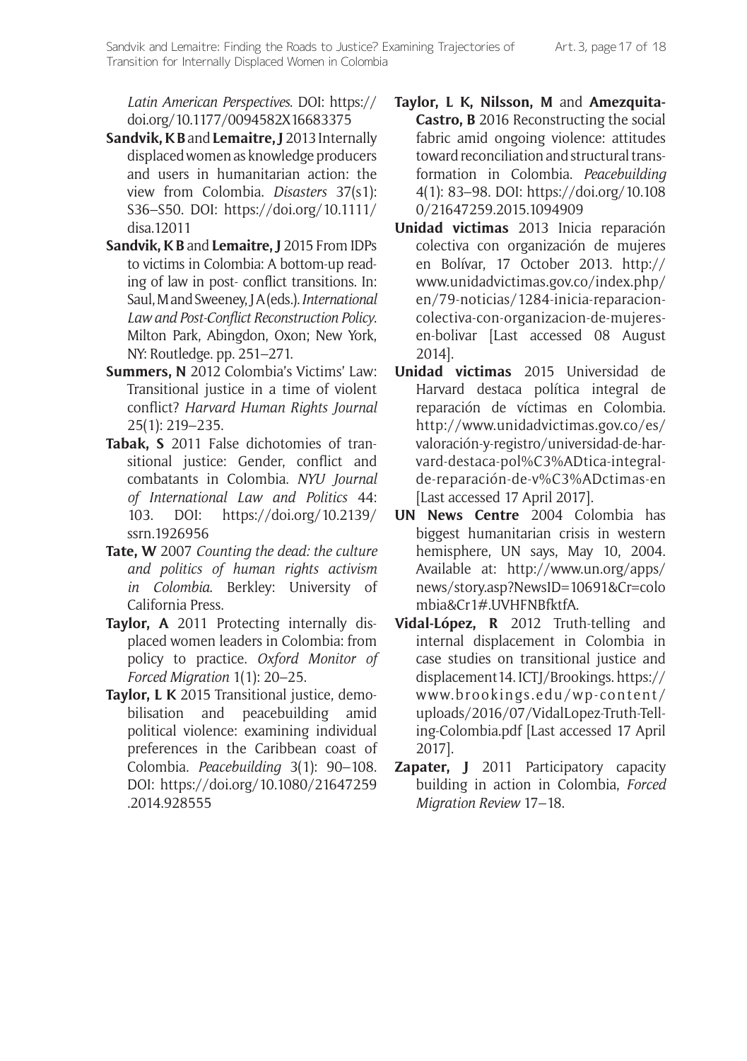*Latin American Perspectives*. DOI: https://doi.org/10.1177/0094582X16683375

**Sandvik, K B** and **Lemaitre, J** 2013 Internally displaced women as knowledge producers and users in humanitarian action: the view from Colombia. *Disasters* 37(s1): S36–S50. DOI: https://doi.org/10.1111/disa.12011

**Sandvik, K B** and **Lemaitre, J** 2015 From IDPs to victims in Colombia: A bottom-up reading of law in post- conflict transitions. In: Saul, M and Sweeney, J A (eds.). *International Law and Post-Conflict Reconstruction Policy*. Milton Park, Abingdon, Oxon; New York, NY: Routledge. pp. 251–271.

**Summers, N** 2012 Colombia's Victims' Law: Transitional justice in a time of violent conflict? *Harvard Human Rights Journal* 25(1): 219–235.

**Tabak, S** 2011 False dichotomies of transitional justice: Gender, conflict and combatants in Colombia. *NYU Journal of International Law and Politics* 44: 103. DOI: https://doi.org/10.2139/ssrn.1926956

**Tate, W** 2007 *Counting the dead: the culture and politics of human rights activism in Colombia*. Berkley: University of California Press.

**Taylor, A** 2011 Protecting internally displaced women leaders in Colombia: from policy to practice. *Oxford Monitor of Forced Migration* 1(1): 20–25.

**Taylor, L K** 2015 Transitional justice, demobilisation and peacebuilding amid political violence: examining individual preferences in the Caribbean coast of Colombia. *Peacebuilding* 3(1): 90–108. DOI: https://doi.org/10.1080/21647259.2014.928555

**Taylor, L K, Nilsson, M** and **Amezquita-Castro, B** 2016 Reconstructing the social fabric amid ongoing violence: attitudes toward reconciliation and structural transformation in Colombia. *Peacebuilding* 4(1): 83–98. DOI: https://doi.org/10.1080/21647259.2015.1094909

**Unidad victimas** 2013 Inicia reparación colectiva con organización de mujeres en Bolívar, 17 October 2013. http://www.unidadvictimas.gov.co/index.php/en/79-noticias/1284-inicia-reparacion-colectiva-con-organizacion-de-mujeres-en-bolivar [Last accessed 08 August 2014].

**Unidad victimas** 2015 Universidad de Harvard destaca política integral de reparación de víctimas en Colombia. http://www.unidadvictimas.gov.co/es/valoración-y-registro/universidad-de-harvard-destaca-pol%C3%ADtica-integral-de-reparación-de-v%C3%ADctimas-en [Last accessed 17 April 2017].

**UN News Centre** 2004 Colombia has biggest humanitarian crisis in western hemisphere, UN says, May 10, 2004. Available at: http://www.un.org/apps/news/story.asp?NewsID=10691&Cr=colombia&Cr1#.UVHFNBfktfA.

**Vidal-López, R** 2012 Truth-telling and internal displacement in Colombia in case studies on transitional justice and displacement14. ICTJ/Brookings. https://www.brookings.edu/wp-content/uploads/2016/07/VidalLopez-Truth-Telling-Colombia.pdf [Last accessed 17 April 2017].

**Zapater, J** 2011 Participatory capacity building in action in Colombia, *Forced Migration Review* 17–18.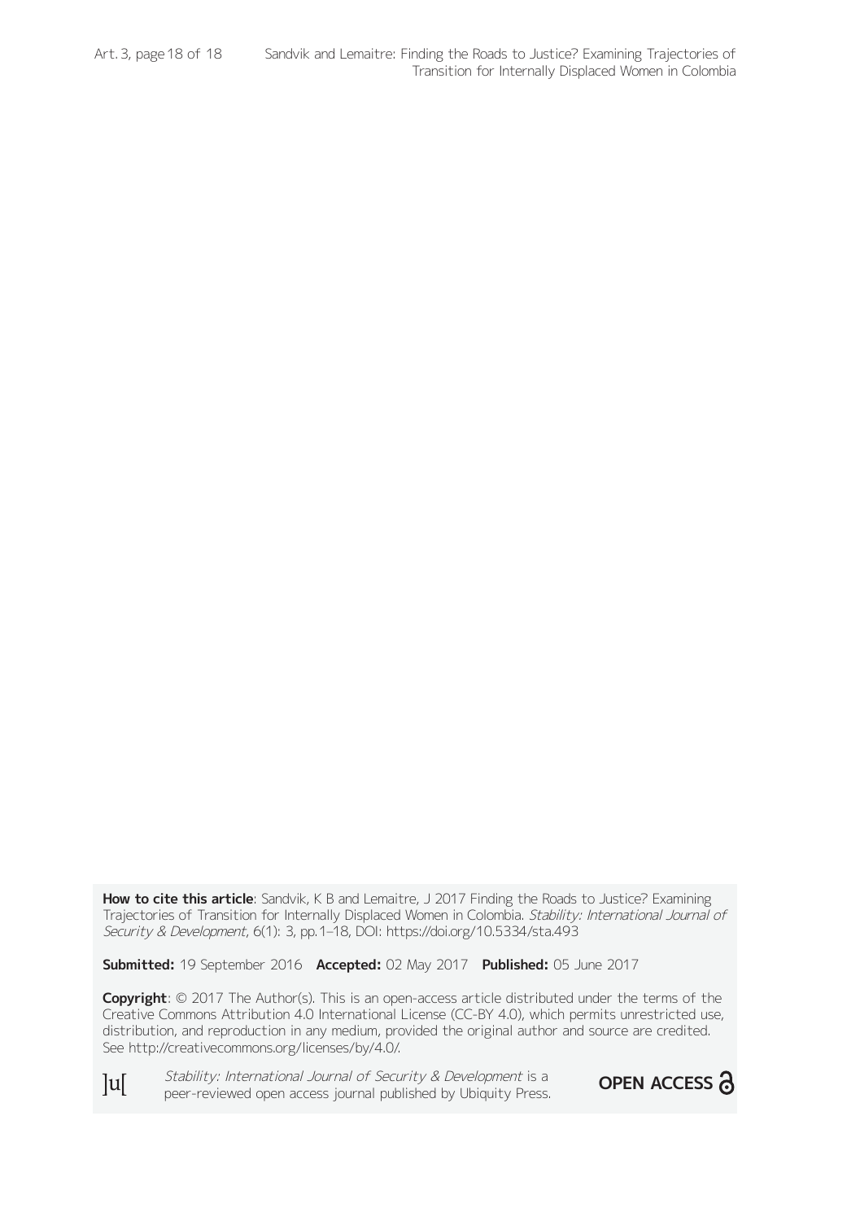**How to cite this article**: Sandvik, K B and Lemaitre, J 2017 Finding the Roads to Justice? Examining Trajectories of Transition for Internally Displaced Women in Colombia. *Stability: International Journal of Security & Development*, 6(1): 3, pp.1–18, DOI: https://doi.org/10.5334/sta.493

**Submitted:** 19 September 2016 **Accepted:** 02 May 2017 **Published:** 05 June 2017

**Copyright**: © 2017 The Author(s). This is an open-access article distributed under the terms of the Creative Commons Attribution 4.0 International License (CC-BY 4.0), which permits unrestricted use, distribution, and reproduction in any medium, provided the original author and source are credited. See http://creativecommons.org/licenses/by/4.0/.

]u[ *Stability: International Journal of Security & Development* is a peer-reviewed open access journal published by Ubiquity Press.

**OPEN ACCESS**